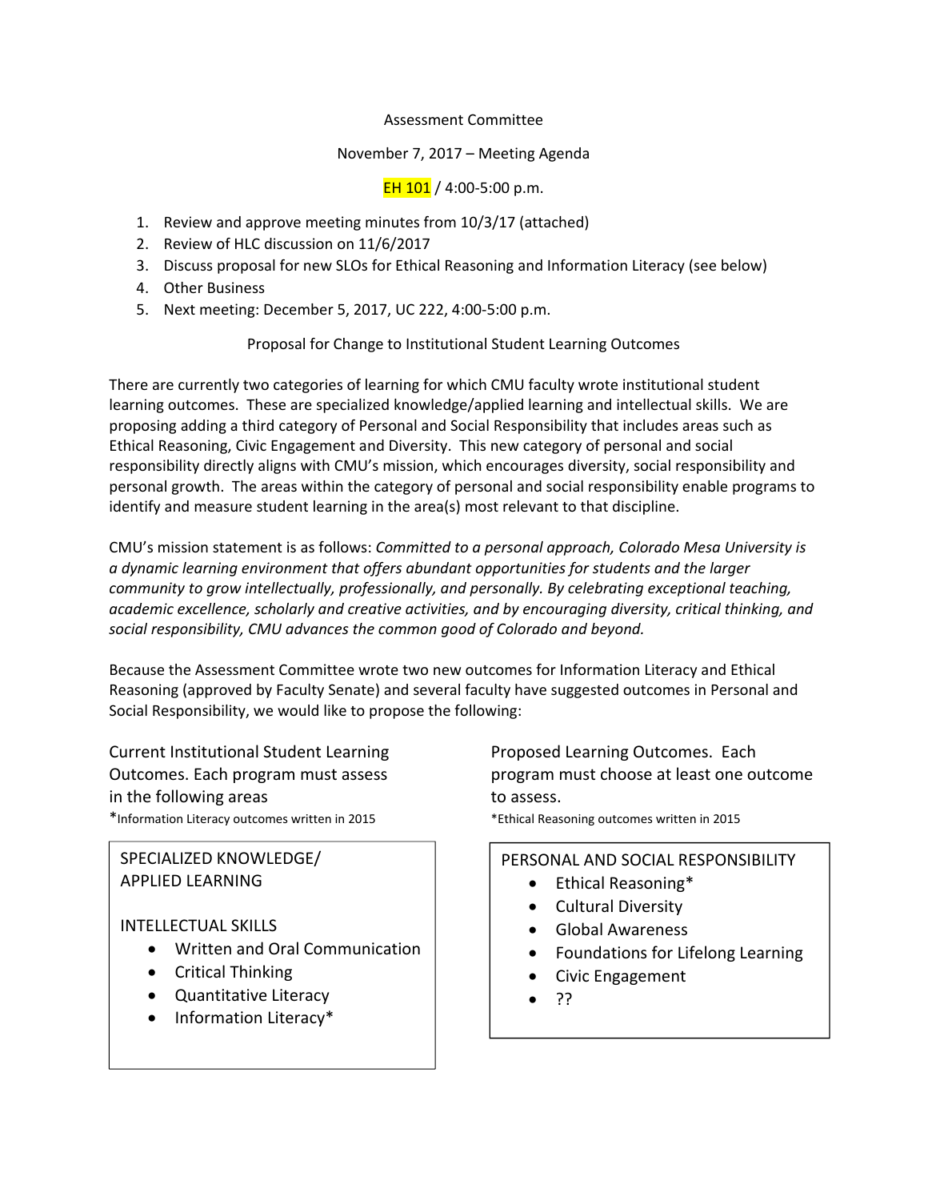Assessment Committee

November 7, 2017 – Meeting Agenda

EH 101 / 4:00-5:00 p.m.

1. Review and approve meeting minutes from 10/3/17 (attached)
2. Review of HLC discussion on 11/6/2017
3. Discuss proposal for new SLOs for Ethical Reasoning and Information Literacy (see below)
4. Other Business
5. Next meeting: December 5, 2017, UC 222, 4:00-5:00 p.m.

## Proposal for Change to Institutional Student Learning Outcomes

There are currently two categories of learning for which CMU faculty wrote institutional student learning outcomes. These are specialized knowledge/applied learning and intellectual skills. We are proposing adding a third category of Personal and Social Responsibility that includes areas such as Ethical Reasoning, Civic Engagement and Diversity. This new category of personal and social responsibility directly aligns with CMU's mission, which encourages diversity, social responsibility and personal growth. The areas within the category of personal and social responsibility enable programs to identify and measure student learning in the area(s) most relevant to that discipline.

CMU's mission statement is as follows: *Committed to a personal approach, Colorado Mesa University is a dynamic learning environment that offers abundant opportunities for students and the larger community to grow intellectually, professionally, and personally. By celebrating exceptional teaching, academic excellence, scholarly and creative activities, and by encouraging diversity, critical thinking, and social responsibility, CMU advances the common good of Colorado and beyond.*

Because the Assessment Committee wrote two new outcomes for Information Literacy and Ethical Reasoning (approved by Faculty Senate) and several faculty have suggested outcomes in Personal and Social Responsibility, we would like to propose the following:

Current Institutional Student Learning Outcomes. Each program must assess in the following areas

*Information Literacy outcomes written in 2015

SPECIALIZED KNOWLEDGE/ APPLIED LEARNING

INTELLECTUAL SKILLS
- Written and Oral Communication
- Critical Thinking
- Quantitative Literacy
- Information Literacy*

Proposed Learning Outcomes. Each program must choose at least one outcome to assess.

*Ethical Reasoning outcomes written in 2015

PERSONAL AND SOCIAL RESPONSIBILITY
- Ethical Reasoning*
- Cultural Diversity
- Global Awareness
- Foundations for Lifelong Learning
- Civic Engagement
- ??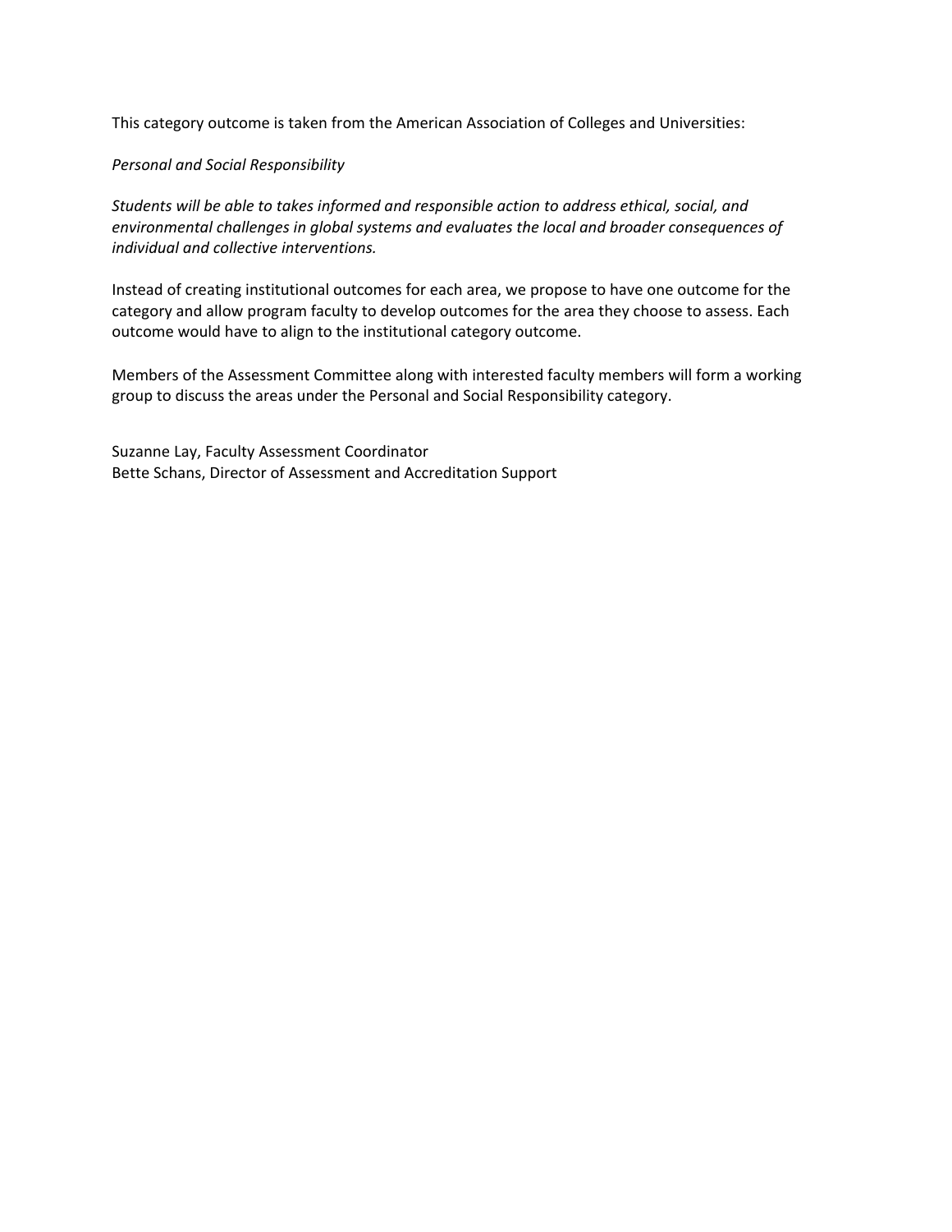This category outcome is taken from the American Association of Colleges and Universities:

*Personal and Social Responsibility*

*Students will be able to takes informed and responsible action to address ethical, social, and environmental challenges in global systems and evaluates the local and broader consequences of individual and collective interventions.*

Instead of creating institutional outcomes for each area, we propose to have one outcome for the category and allow program faculty to develop outcomes for the area they choose to assess. Each outcome would have to align to the institutional category outcome.

Members of the Assessment Committee along with interested faculty members will form a working group to discuss the areas under the Personal and Social Responsibility category.

Suzanne Lay, Faculty Assessment Coordinator
Bette Schans, Director of Assessment and Accreditation Support